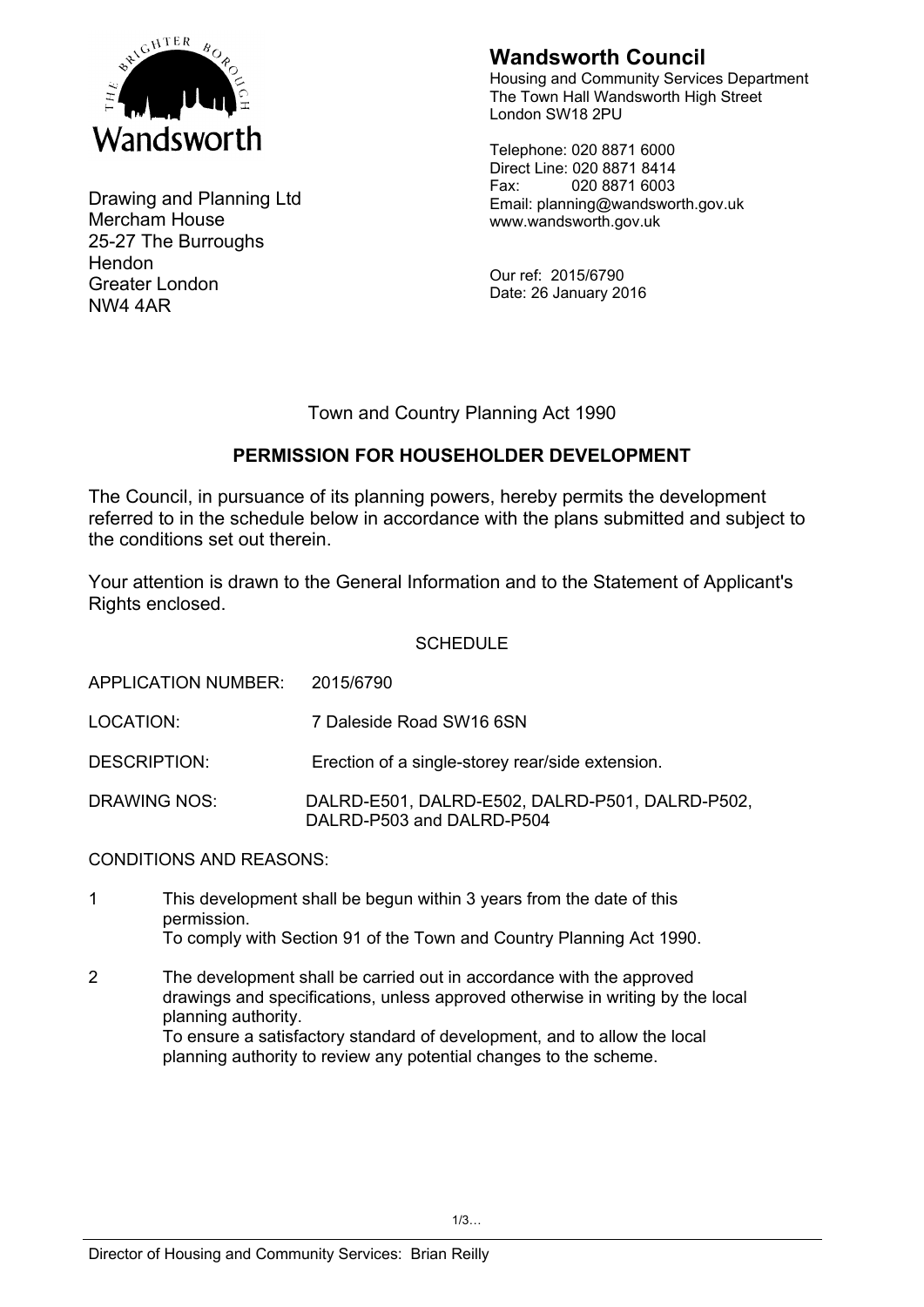Wandsworth

**Wandsworth Council**
Housing and Community Services Department
The Town Hall Wandsworth High Street
London SW18 2PU

Telephone: 020 8871 6000
Direct Line: 020 8871 8414
Fax: 020 8871 6003
Email: planning@wandsworth.gov.uk
www.wandsworth.gov.uk

Drawing and Planning Ltd
Mercham House
25-27 The Burroughs
Hendon
Greater London
NW4 4AR

Our ref: 2015/6790
Date: 26 January 2016

Town and Country Planning Act 1990

**PERMISSION FOR HOUSEHOLDER DEVELOPMENT**

The Council, in pursuance of its planning powers, hereby permits the development referred to in the schedule below in accordance with the plans submitted and subject to the conditions set out therein.

Your attention is drawn to the General Information and to the Statement of Applicant's Rights enclosed.

SCHEDULE

APPLICATION NUMBER: 2015/6790

LOCATION: 7 Daleside Road SW16 6SN

DESCRIPTION: Erection of a single-storey rear/side extension.

DRAWING NOS: DALRD-E501, DALRD-E502, DALRD-P501, DALRD-P502, DALRD-P503 and DALRD-P504

CONDITIONS AND REASONS:

1. This development shall be begun within 3 years from the date of this permission.
   To comply with Section 91 of the Town and Country Planning Act 1990.

2. The development shall be carried out in accordance with the approved drawings and specifications, unless approved otherwise in writing by the local planning authority.
   To ensure a satisfactory standard of development, and to allow the local planning authority to review any potential changes to the scheme.

Director of Housing and Community Services: Brian Reilly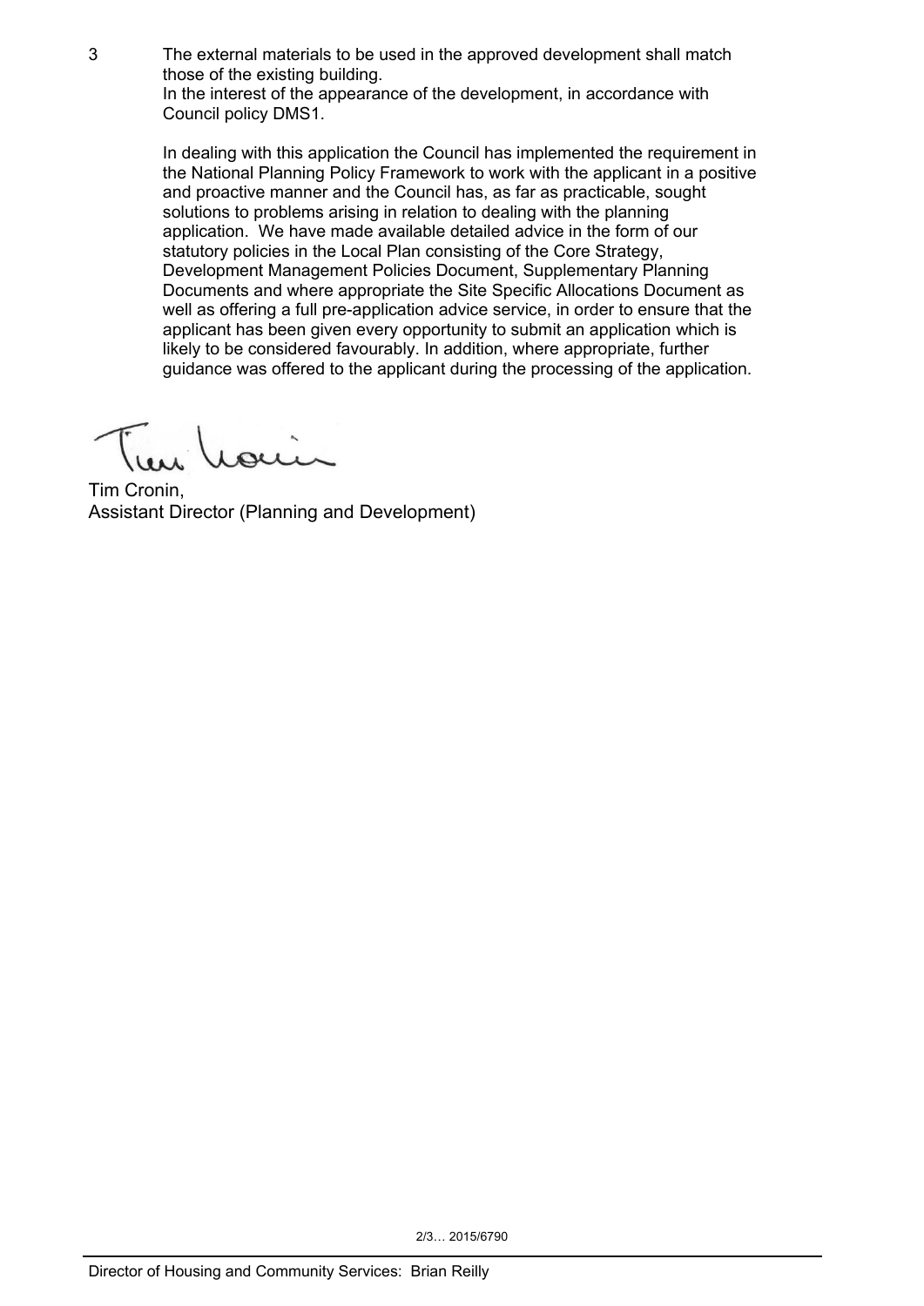3 The external materials to be used in the approved development shall match those of the existing building.
In the interest of the appearance of the development, in accordance with Council policy DMS1.

In dealing with this application the Council has implemented the requirement in the National Planning Policy Framework to work with the applicant in a positive and proactive manner and the Council has, as far as practicable, sought solutions to problems arising in relation to dealing with the planning application. We have made available detailed advice in the form of our statutory policies in the Local Plan consisting of the Core Strategy, Development Management Policies Document, Supplementary Planning Documents and where appropriate the Site Specific Allocations Document as well as offering a full pre-application advice service, in order to ensure that the applicant has been given every opportunity to submit an application which is likely to be considered favourably. In addition, where appropriate, further guidance was offered to the applicant during the processing of the application.

Tim Cronin,
Assistant Director (Planning and Development)

2/3… 2015/6790

Director of Housing and Community Services: Brian Reilly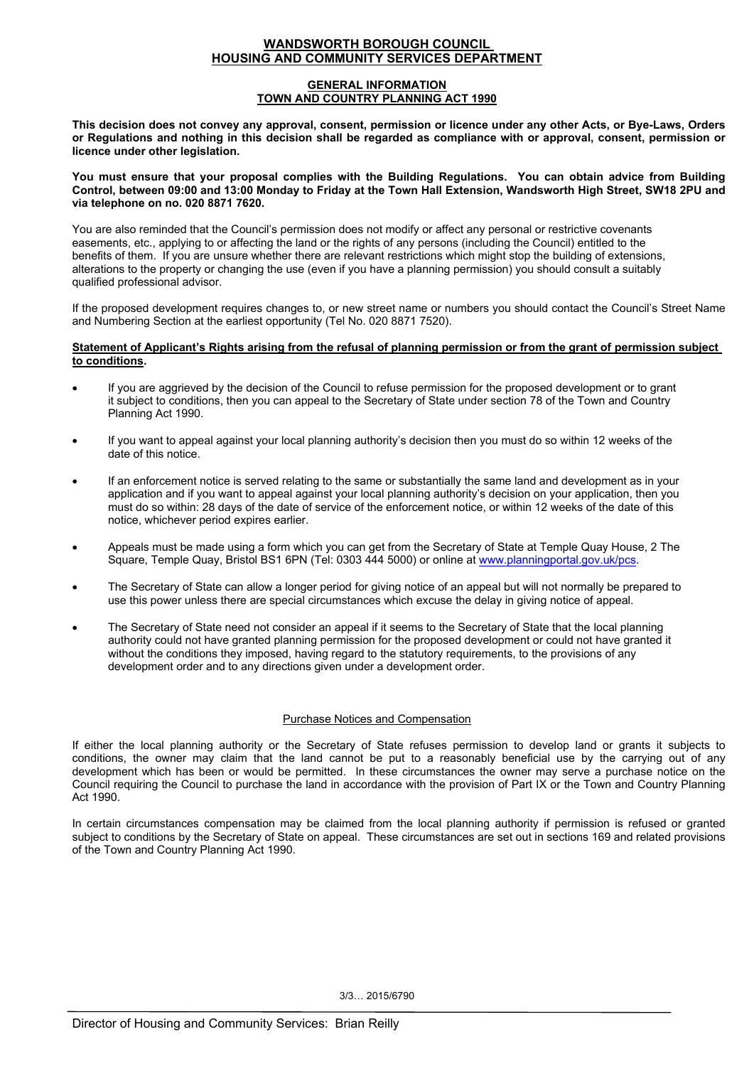# WANDSWORTH BOROUGH COUNCIL
# HOUSING AND COMMUNITY SERVICES DEPARTMENT

## GENERAL INFORMATION
## TOWN AND COUNTRY PLANNING ACT 1990

**This decision does not convey any approval, consent, permission or licence under any other Acts, or Bye-Laws, Orders or Regulations and nothing in this decision shall be regarded as compliance with or approval, consent, permission or licence under other legislation.**

**You must ensure that your proposal complies with the Building Regulations. You can obtain advice from Building Control, between 09:00 and 13:00 Monday to Friday at the Town Hall Extension, Wandsworth High Street, SW18 2PU and via telephone on no. 020 8871 7620.**

You are also reminded that the Council's permission does not modify or affect any personal or restrictive covenants easements, etc., applying to or affecting the land or the rights of any persons (including the Council) entitled to the benefits of them. If you are unsure whether there are relevant restrictions which might stop the building of extensions, alterations to the property or changing the use (even if you have a planning permission) you should consult a suitably qualified professional advisor.

If the proposed development requires changes to, or new street name or numbers you should contact the Council's Street Name and Numbering Section at the earliest opportunity (Tel No. 020 8871 7520).

**Statement of Applicant's Rights arising from the refusal of planning permission or from the grant of permission subject to conditions.**

- If you are aggrieved by the decision of the Council to refuse permission for the proposed development or to grant it subject to conditions, then you can appeal to the Secretary of State under section 78 of the Town and Country Planning Act 1990.
- If you want to appeal against your local planning authority's decision then you must do so within 12 weeks of the date of this notice.
- If an enforcement notice is served relating to the same or substantially the same land and development as in your application and if you want to appeal against your local planning authority's decision on your application, then you must do so within: 28 days of the date of service of the enforcement notice, or within 12 weeks of the date of this notice, whichever period expires earlier.
- Appeals must be made using a form which you can get from the Secretary of State at Temple Quay House, 2 The Square, Temple Quay, Bristol BS1 6PN (Tel: 0303 444 5000) or online at www.planningportal.gov.uk/pcs.
- The Secretary of State can allow a longer period for giving notice of an appeal but will not normally be prepared to use this power unless there are special circumstances which excuse the delay in giving notice of appeal.
- The Secretary of State need not consider an appeal if it seems to the Secretary of State that the local planning authority could not have granted planning permission for the proposed development or could not have granted it without the conditions they imposed, having regard to the statutory requirements, to the provisions of any development order and to any directions given under a development order.

### Purchase Notices and Compensation

If either the local planning authority or the Secretary of State refuses permission to develop land or grants it subjects to conditions, the owner may claim that the land cannot be put to a reasonably beneficial use by the carrying out of any development which has been or would be permitted. In these circumstances the owner may serve a purchase notice on the Council requiring the Council to purchase the land in accordance with the provision of Part IX or the Town and Country Planning Act 1990.

In certain circumstances compensation may be claimed from the local planning authority if permission is refused or granted subject to conditions by the Secretary of State on appeal. These circumstances are set out in sections 169 and related provisions of the Town and Country Planning Act 1990.

3/3… 2015/6790

Director of Housing and Community Services: Brian Reilly